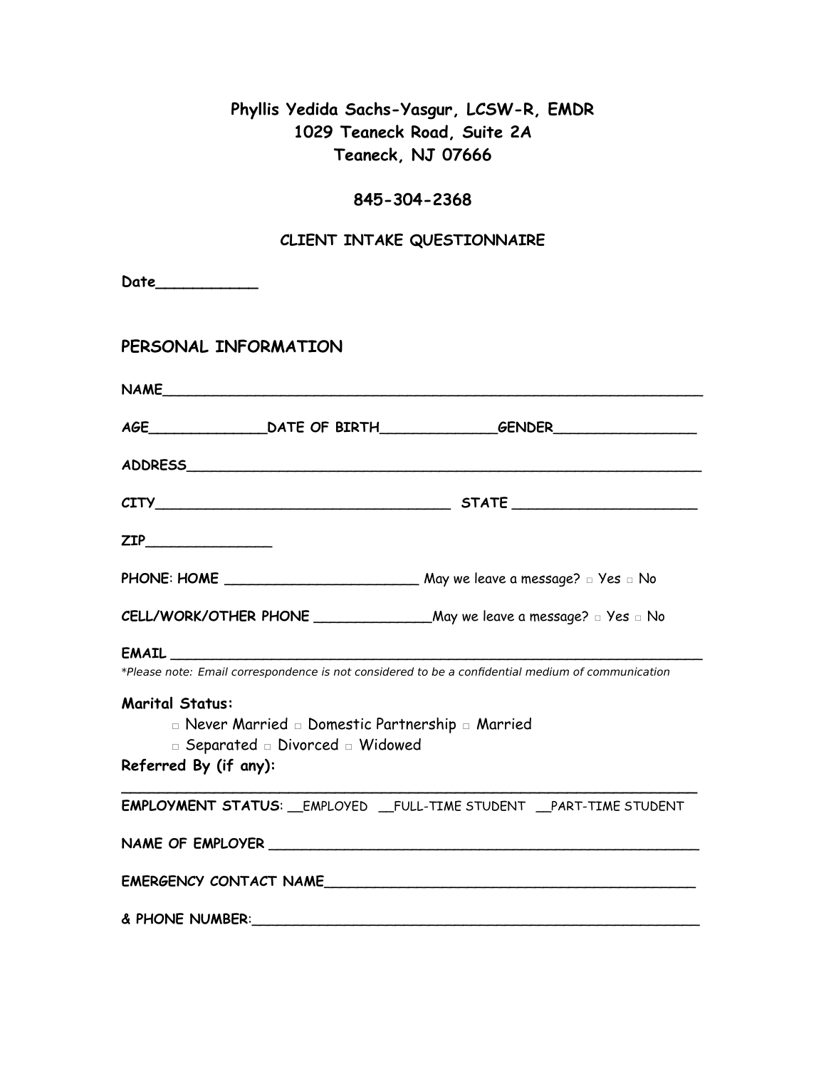**Phyllis Yedida Sachs-Yasgur, LCSW-R, EMDR**
**1029 Teaneck Road, Suite 2A**
**Teaneck, NJ 07666**

**845-304-2368**

***CLIENT INTAKE QUESTIONNAIRE***

**Date**___________

## PERSONAL INFORMATION

**NAME**_______________________________________________________________

**AGE**______________**DATE OF BIRTH**______________**GENDER**________________

**ADDRESS**____________________________________________________________

**CITY**___________________________________ **STATE** _____________________

**ZIP**_______________

**PHONE**: **HOME** _______________________ May we leave a message? □ Yes □ No

**CELL/WORK/OTHER PHONE** ______________May we leave a message? □ Yes □ No

**EMAIL** _______________________________________________________________

*\*Please note: Email correspondence is not considered to be a confidential medium of communication*

**Marital Status:**

□ Never Married □ Domestic Partnership □ Married
□ Separated □ Divorced □ Widowed

**Referred By (if any):**

_______________________________________________________________________

**EMPLOYMENT STATUS**: __EMPLOYED __FULL-TIME STUDENT __PART-TIME STUDENT

**NAME OF EMPLOYER** __________________________________________________

**EMERGENCY CONTACT NAME**___________________________________________

**& PHONE NUMBER**:____________________________________________________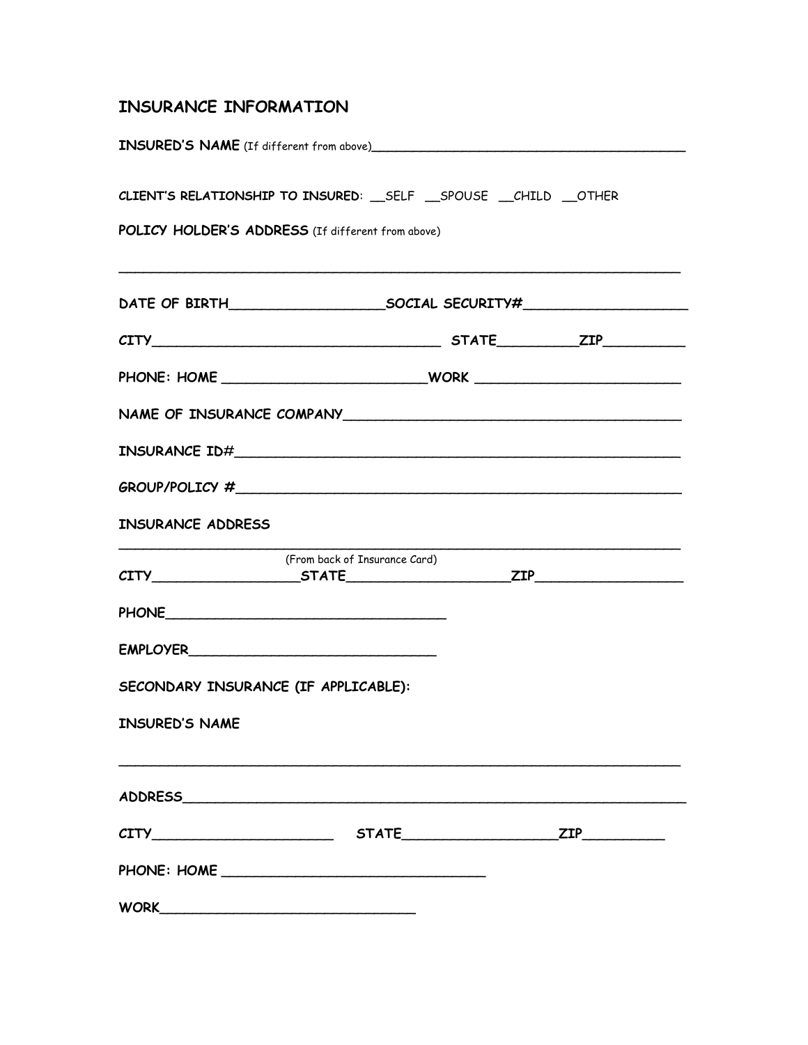## INSURANCE INFORMATION

**INSURED'S NAME** (If different from above)________________________________________

**CLIENT'S RELATIONSHIP TO INSURED**: __SELF __SPOUSE __CHILD __OTHER

**POLICY HOLDER'S ADDRESS** (If different from above)

_____________________________________________________________________

**DATE OF BIRTH**__________________**SOCIAL SECURITY#**___________________

**CITY**___________________________________ **STATE**_________**ZIP**_________

**PHONE: HOME** ________________________**WORK** ________________________

**NAME OF INSURANCE COMPANY**_______________________________________

**INSURANCE ID#**_______________________________________________________

**GROUP/POLICY #**______________________________________________________

**INSURANCE ADDRESS**

_____________________________________________________________________

(From back of Insurance Card)

**CITY**_________________**STATE**___________________**ZIP**_________________

**PHONE**_________________________________

**EMPLOYER**_____________________________

**SECONDARY INSURANCE (IF APPLICABLE):**

**INSURED'S NAME**

_____________________________________________________________________

**ADDRESS**______________________________________________________________

**CITY**_____________________ **STATE**__________________**ZIP**_________

**PHONE: HOME** ________________________________

**WORK**_______________________________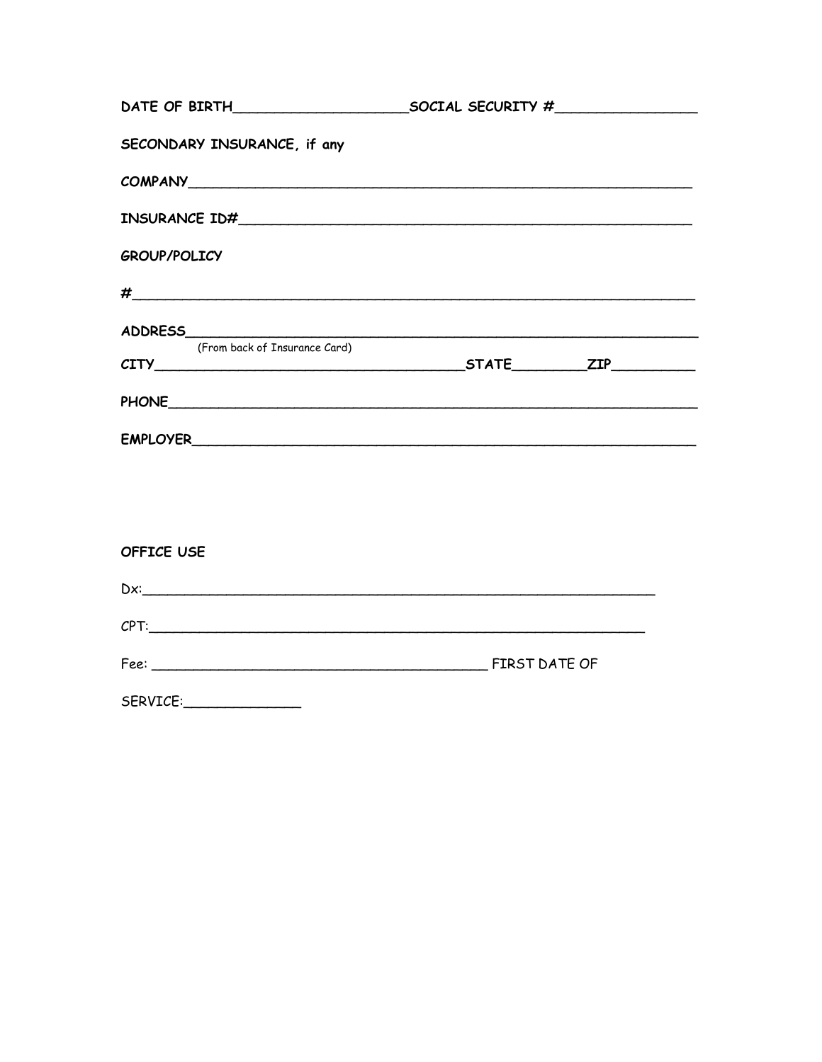DATE OF BIRTH____________________SOCIAL SECURITY #________________

SECONDARY INSURANCE, if any

COMPANY___________________________________________________________

INSURANCE ID#______________________________________________________

GROUP/POLICY

#_________________________________________________________________

ADDRESS___________________________________________________________
(From back of Insurance Card)

CITY______________________________________STATE_________ZIP__________

PHONE_____________________________________________________________

EMPLOYER__________________________________________________________

OFFICE USE

Dx:_______________________________________________________________

CPT:______________________________________________________________

Fee: ________________________________________ FIRST DATE OF

SERVICE:______________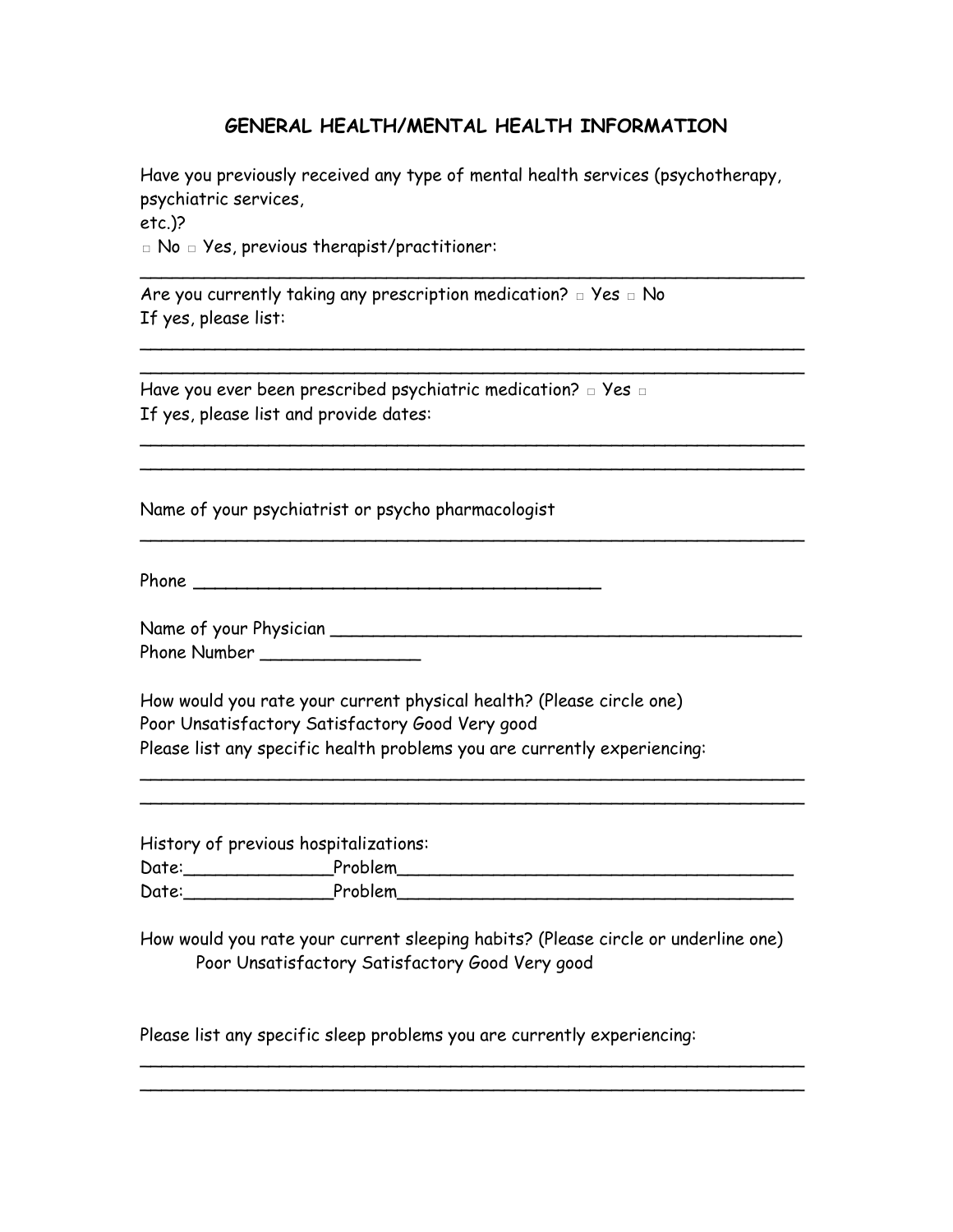## GENERAL HEALTH/MENTAL HEALTH INFORMATION

Have you previously received any type of mental health services (psychotherapy, psychiatric services,
etc.)?
□ No □ Yes, previous therapist/practitioner:
_________________________________________________________________

Are you currently taking any prescription medication? □ Yes □ No
If yes, please list:
_________________________________________________________________
_________________________________________________________________

Have you ever been prescribed psychiatric medication? □ Yes □
If yes, please list and provide dates:
_________________________________________________________________
_________________________________________________________________

Name of your psychiatrist or psycho pharmacologist
_________________________________________________________________

Phone _______________________________________

Name of your Physician _____________________________________________
Phone Number _______________

How would you rate your current physical health? (Please circle one)
Poor Unsatisfactory Satisfactory Good Very good
Please list any specific health problems you are currently experiencing:
_________________________________________________________________
_________________________________________________________________

History of previous hospitalizations:
Date:______________Problem______________________________________
Date:______________Problem______________________________________

How would you rate your current sleeping habits? (Please circle or underline one)
Poor Unsatisfactory Satisfactory Good Very good

Please list any specific sleep problems you are currently experiencing:
_________________________________________________________________
_________________________________________________________________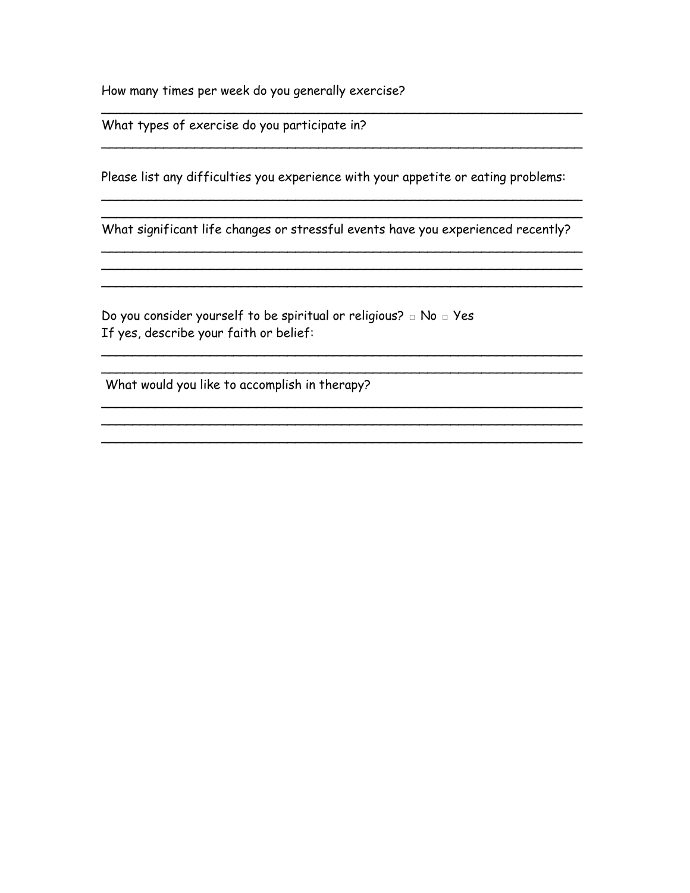How many times per week do you generally exercise?

\_\_\_\_\_\_\_\_\_\_\_\_\_\_\_\_\_\_\_\_\_\_\_\_\_\_\_\_\_\_\_\_\_\_\_\_\_\_\_\_\_\_\_\_\_\_\_\_\_\_\_\_\_\_\_\_\_\_\_\_\_\_\_\_

What types of exercise do you participate in?

\_\_\_\_\_\_\_\_\_\_\_\_\_\_\_\_\_\_\_\_\_\_\_\_\_\_\_\_\_\_\_\_\_\_\_\_\_\_\_\_\_\_\_\_\_\_\_\_\_\_\_\_\_\_\_\_\_\_\_\_\_\_\_\_

Please list any difficulties you experience with your appetite or eating problems:

\_\_\_\_\_\_\_\_\_\_\_\_\_\_\_\_\_\_\_\_\_\_\_\_\_\_\_\_\_\_\_\_\_\_\_\_\_\_\_\_\_\_\_\_\_\_\_\_\_\_\_\_\_\_\_\_\_\_\_\_\_\_\_\_

\_\_\_\_\_\_\_\_\_\_\_\_\_\_\_\_\_\_\_\_\_\_\_\_\_\_\_\_\_\_\_\_\_\_\_\_\_\_\_\_\_\_\_\_\_\_\_\_\_\_\_\_\_\_\_\_\_\_\_\_\_\_\_\_

What significant life changes or stressful events have you experienced recently?

\_\_\_\_\_\_\_\_\_\_\_\_\_\_\_\_\_\_\_\_\_\_\_\_\_\_\_\_\_\_\_\_\_\_\_\_\_\_\_\_\_\_\_\_\_\_\_\_\_\_\_\_\_\_\_\_\_\_\_\_\_\_\_\_

\_\_\_\_\_\_\_\_\_\_\_\_\_\_\_\_\_\_\_\_\_\_\_\_\_\_\_\_\_\_\_\_\_\_\_\_\_\_\_\_\_\_\_\_\_\_\_\_\_\_\_\_\_\_\_\_\_\_\_\_\_\_\_\_

\_\_\_\_\_\_\_\_\_\_\_\_\_\_\_\_\_\_\_\_\_\_\_\_\_\_\_\_\_\_\_\_\_\_\_\_\_\_\_\_\_\_\_\_\_\_\_\_\_\_\_\_\_\_\_\_\_\_\_\_\_\_\_\_

\_\_\_\_\_\_\_\_\_\_\_\_\_\_\_\_\_\_\_\_\_\_\_\_\_\_\_\_\_\_\_\_\_\_\_\_\_\_\_\_\_\_\_\_\_\_\_\_\_\_\_\_\_\_\_\_\_\_\_\_\_\_\_\_

Do you consider yourself to be spiritual or religious? □ No □ Yes
If yes, describe your faith or belief:

\_\_\_\_\_\_\_\_\_\_\_\_\_\_\_\_\_\_\_\_\_\_\_\_\_\_\_\_\_\_\_\_\_\_\_\_\_\_\_\_\_\_\_\_\_\_\_\_\_\_\_\_\_\_\_\_\_\_\_\_\_\_\_\_

\_\_\_\_\_\_\_\_\_\_\_\_\_\_\_\_\_\_\_\_\_\_\_\_\_\_\_\_\_\_\_\_\_\_\_\_\_\_\_\_\_\_\_\_\_\_\_\_\_\_\_\_\_\_\_\_\_\_\_\_\_\_\_\_

What would you like to accomplish in therapy?

\_\_\_\_\_\_\_\_\_\_\_\_\_\_\_\_\_\_\_\_\_\_\_\_\_\_\_\_\_\_\_\_\_\_\_\_\_\_\_\_\_\_\_\_\_\_\_\_\_\_\_\_\_\_\_\_\_\_\_\_\_\_\_\_

\_\_\_\_\_\_\_\_\_\_\_\_\_\_\_\_\_\_\_\_\_\_\_\_\_\_\_\_\_\_\_\_\_\_\_\_\_\_\_\_\_\_\_\_\_\_\_\_\_\_\_\_\_\_\_\_\_\_\_\_\_\_\_\_

\_\_\_\_\_\_\_\_\_\_\_\_\_\_\_\_\_\_\_\_\_\_\_\_\_\_\_\_\_\_\_\_\_\_\_\_\_\_\_\_\_\_\_\_\_\_\_\_\_\_\_\_\_\_\_\_\_\_\_\_\_\_\_\_